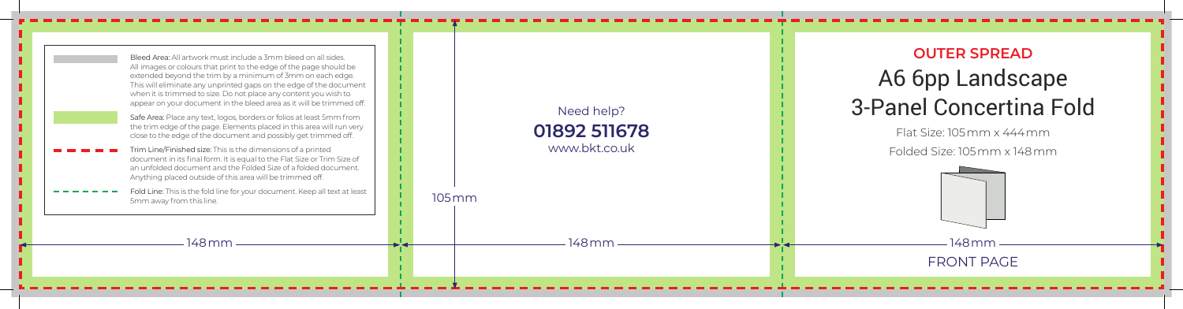Bleed Area: All artwork must include a 3mm bleed on all sides. All images or colours that print to the edge of the page should be extended beyond the trim by a minimum of 3mm on each edge. This will eliminate any unprinted gaps on the edge of the document when it is trimmed to size. Do not place any content you wish to appear on your document in the bleed area as it will be trimmed off.

Safe Area: Place any text, logos, borders or folios at least 5mm from the trim edge of the page. Elements placed in this area will run very close to the edge of the document and possibly get trimmed off.

Trim Line/Finished size: This is the dimensions of a printed document in its final form. It is equal to the Flat Size or Trim Size of an unfolded document and the Folded Size of a folded document. Anything placed outside of this area will be trimmed off.

Fold Line: This is the fold line for your document. Keep all text at least 5mm away from this line.

148mm

Need help?

**01892 511678**

www.bkt.co.uk

105mm

148mm

## OUTER SPREAD

# A6 6pp Landscape 3-Panel Concertina Fold

Flat Size: 105mm x 444mm

Folded Size: 105mm x 148mm

148mm

FRONT PAGE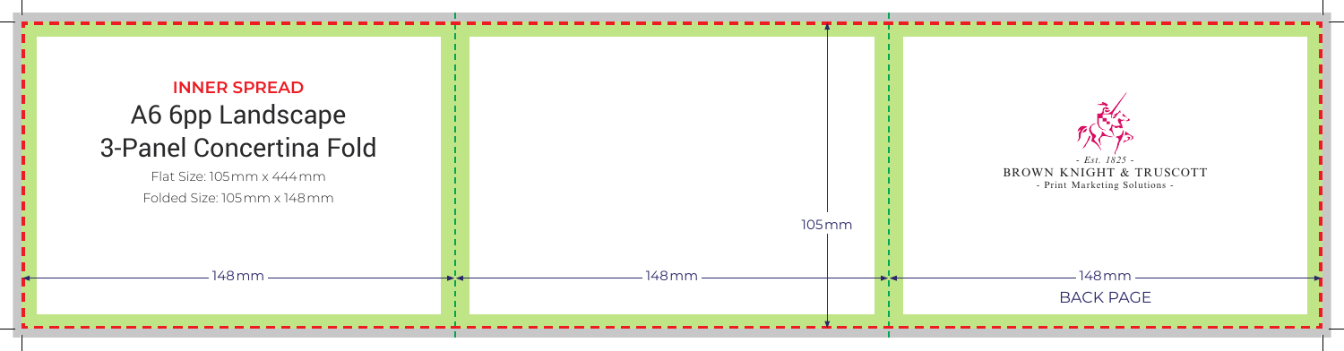**INNER SPREAD**

# A6 6pp Landscape 3-Panel Concertina Fold

Flat Size: 105mm x 444mm

Folded Size: 105mm x 148mm

148mm

148mm

105mm

- Est. 1825 -

BROWN KNIGHT & TRUSCOTT

- Print Marketing Solutions -

148mm

BACK PAGE